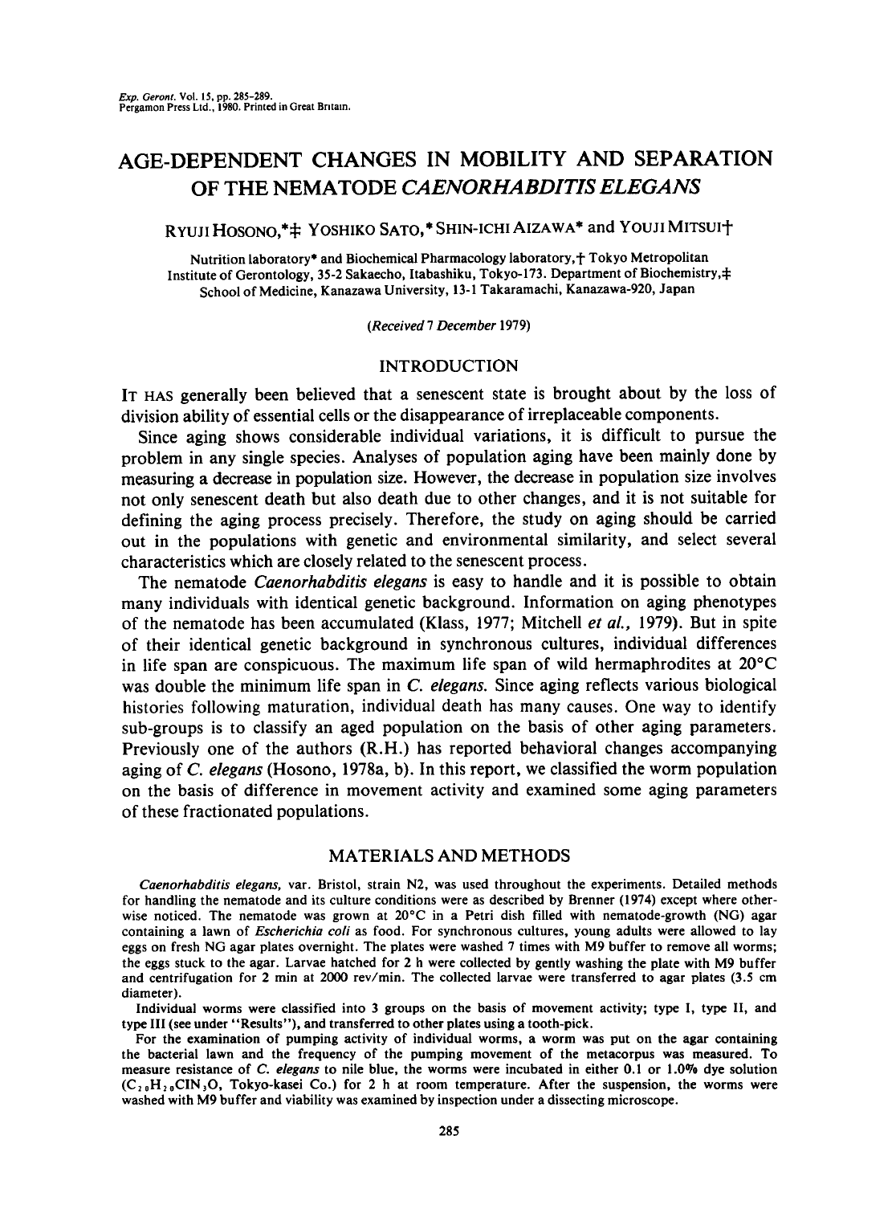# AGE-DEPENDENT CHANGES IN MOBILITY AND SEPARATION OF THE NEMATODE *CAENORHABDITIS ELEGANS*

RYUJI HOSONO,*‡ YOSHIKO SATO,* SHIN-ICHI AIZAWA* and YOUJI MITSUI†

Nutrition laboratory* and Biochemical Pharmacology laboratory,† Tokyo Metropolitan Institute of Gerontology, 35-2 Sakaecho, Itabashiku, Tokyo-173. Department of Biochemistry,‡ School of Medicine, Kanazawa University, 13-1 Takaramachi, Kanazawa-920, Japan

*(Received 7 December 1979)*

## INTRODUCTION

IT HAS generally been believed that a senescent state is brought about by the loss of division ability of essential cells or the disappearance of irreplaceable components.

Since aging shows considerable individual variations, it is difficult to pursue the problem in any single species. Analyses of population aging have been mainly done by measuring a decrease in population size. However, the decrease in population size involves not only senescent death but also death due to other changes, and it is not suitable for defining the aging process precisely. Therefore, the study on aging should be carried out in the populations with genetic and environmental similarity, and select several characteristics which are closely related to the senescent process.

The nematode *Caenorhabditis elegans* is easy to handle and it is possible to obtain many individuals with identical genetic background. Information on aging phenotypes of the nematode has been accumulated (Klass, 1977; Mitchell *et al.*, 1979). But in spite of their identical genetic background in synchronous cultures, individual differences in life span are conspicuous. The maximum life span of wild hermaphrodites at 20°C was double the minimum life span in *C. elegans*. Since aging reflects various biological histories following maturation, individual death has many causes. One way to identify sub-groups is to classify an aged population on the basis of other aging parameters. Previously one of the authors (R.H.) has reported behavioral changes accompanying aging of *C. elegans* (Hosono, 1978a, b). In this report, we classified the worm population on the basis of difference in movement activity and examined some aging parameters of these fractionated populations.

## MATERIALS AND METHODS

*Caenorhabditis elegans*, var. Bristol, strain N2, was used throughout the experiments. Detailed methods for handling the nematode and its culture conditions were as described by Brenner (1974) except where otherwise noticed. The nematode was grown at 20°C in a Petri dish filled with nematode-growth (NG) agar containing a lawn of *Escherichia coli* as food. For synchronous cultures, young adults were allowed to lay eggs on fresh NG agar plates overnight. The plates were washed 7 times with M9 buffer to remove all worms; the eggs stuck to the agar. Larvae hatched for 2 h were collected by gently washing the plate with M9 buffer and centrifugation for 2 min at 2000 rev/min. The collected larvae were transferred to agar plates (3.5 cm diameter).

Individual worms were classified into 3 groups on the basis of movement activity; type I, type II, and type III (see under "Results"), and transferred to other plates using a tooth-pick.

For the examination of pumping activity of individual worms, a worm was put on the agar containing the bacterial lawn and the frequency of the pumping movement of the metacorpus was measured. To measure resistance of *C. elegans* to nile blue, the worms were incubated in either 0.1 or 1.0% dye solution ($C_{20}H_{20}ClN_3O$, Tokyo-kasei Co.) for 2 h at room temperature. After the suspension, the worms were washed with M9 buffer and viability was examined by inspection under a dissecting microscope.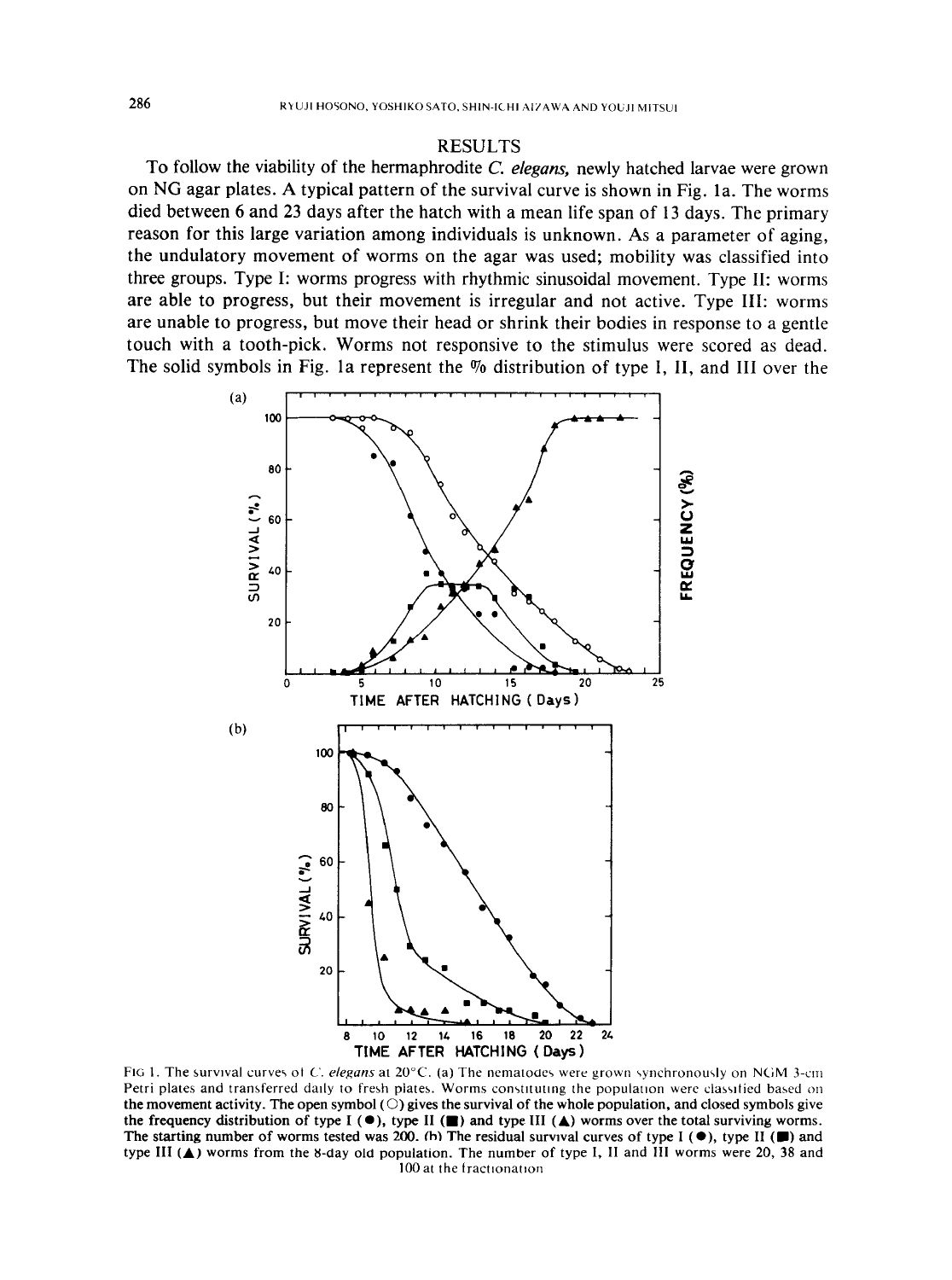## RESULTS

To follow the viability of the hermaphrodite *C. elegans,* newly hatched larvae were grown on NG agar plates. A typical pattern of the survival curve is shown in Fig. 1a. The worms died between 6 and 23 days after the hatch with a mean life span of 13 days. The primary reason for this large variation among individuals is unknown. As a parameter of aging, the undulatory movement of worms on the agar was used; mobility was classified into three groups. Type I: worms progress with rhythmic sinusoidal movement. Type II: worms are able to progress, but their movement is irregular and not active. Type III: worms are unable to progress, but move their head or shrink their bodies in response to a gentle touch with a tooth-pick. Worms not responsive to the stimulus were scored as dead. The solid symbols in Fig. 1a represent the % distribution of type I, II, and III over the

FIG 1. The survival curves of *C. elegans* at 20°C. (a) The nematodes were grown synchronously on NGM 3-cm Petri plates and transferred daily to fresh plates. Worms constituting the population were classified based on the movement activity. The open symbol (○) gives the survival of the whole population, and closed symbols give the frequency distribution of type I (●), type II (■) and type III (▲) worms over the total surviving worms. The starting number of worms tested was 200. (b) The residual survival curves of type I (●), type II (■) and type III (▲) worms from the 8-day old population. The number of type I, II and III worms were 20, 38 and 100 at the fractionation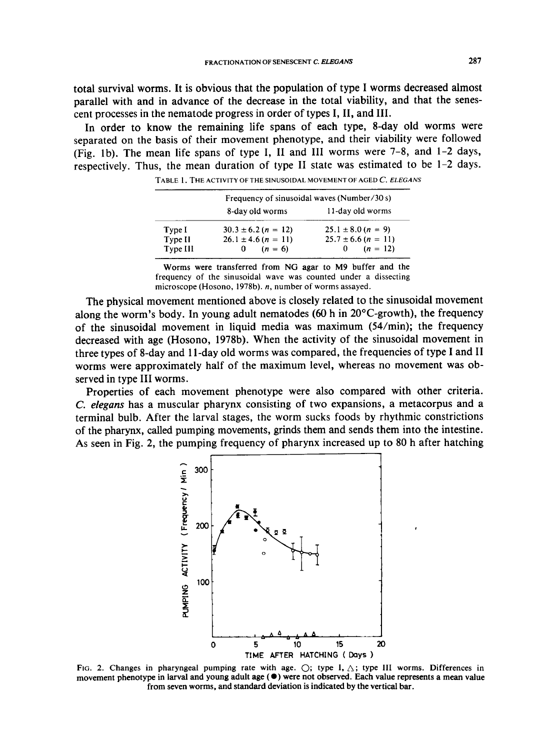total survival worms. It is obvious that the population of type I worms decreased almost parallel with and in advance of the decrease in the total viability, and that the senescent processes in the nematode progress in order of types I, II, and III.

In order to know the remaining life spans of each type, 8-day old worms were separated on the basis of their movement phenotype, and their viability were followed (Fig. 1b). The mean life spans of type I, II and III worms were 7–8, and 1–2 days, respectively. Thus, the mean duration of type II state was estimated to be 1–2 days.

TABLE 1. THE ACTIVITY OF THE SINUSOIDAL MOVEMENT OF AGED *C. ELEGANS*

| | Frequency of sinusoidal waves (Number/30 s) | |
|---|---|---|
| | 8-day old worms | 11-day old worms |
| Type I | $30.3 \pm 6.2$ ($n = 12$) | $25.1 \pm 8.0$ ($n = 9$) |
| Type II | $26.1 \pm 4.6$ ($n = 11$) | $25.7 \pm 6.6$ ($n = 11$) |
| Type III | 0 ($n = 6$) | 0 ($n = 12$) |

Worms were transferred from NG agar to M9 buffer and the frequency of the sinusoidal wave was counted under a dissecting microscope (Hosono, 1978b). *n*, number of worms assayed.

The physical movement mentioned above is closely related to the sinusoidal movement along the worm's body. In young adult nematodes (60 h in 20°C-growth), the frequency of the sinusoidal movement in liquid media was maximum (54/min); the frequency decreased with age (Hosono, 1978b). When the activity of the sinusoidal movement in three types of 8-day and 11-day old worms was compared, the frequencies of type I and II worms were approximately half of the maximum level, whereas no movement was observed in type III worms.

Properties of each movement phenotype were also compared with other criteria. *C. elegans* has a muscular pharynx consisting of two expansions, a metacorpus and a terminal bulb. After the larval stages, the worm sucks foods by rhythmic constrictions of the pharynx, called pumping movements, grinds them and sends them into the intestine. As seen in Fig. 2, the pumping frequency of pharynx increased up to 80 h after hatching

FIG. 2. Changes in pharyngeal pumping rate with age. ○; type I, △; type III worms. Differences in movement phenotype in larval and young adult age (●) were not observed. Each value represents a mean value from seven worms, and standard deviation is indicated by the vertical bar.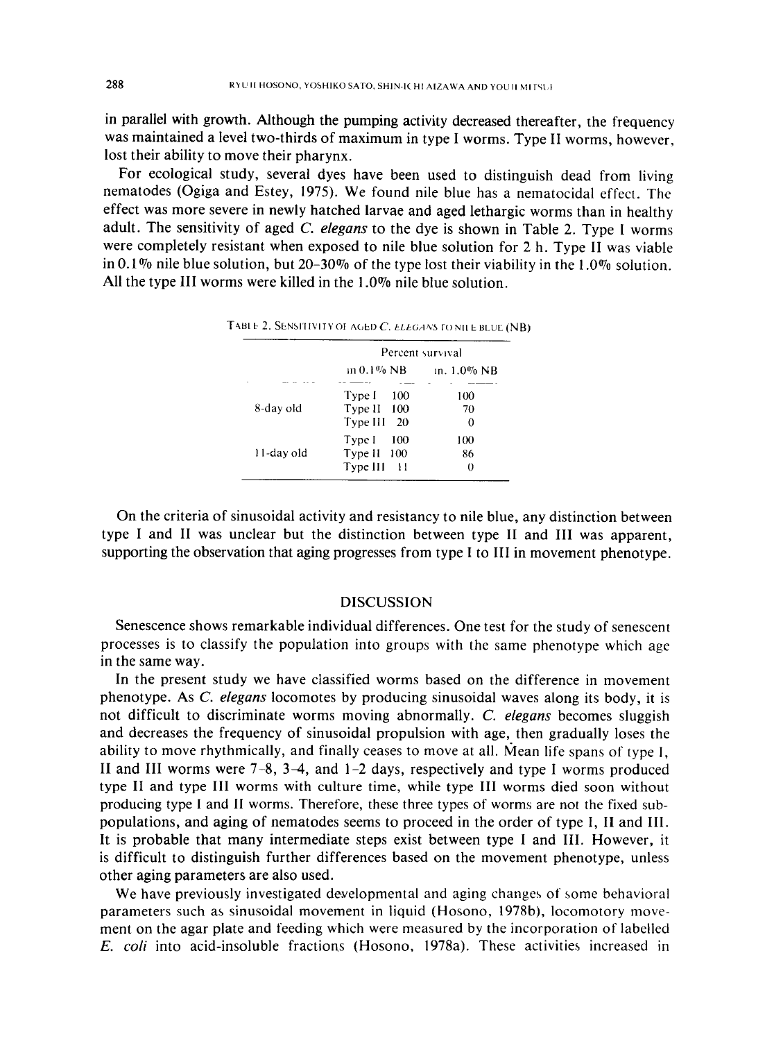in parallel with growth. Although the pumping activity decreased thereafter, the frequency was maintained a level two-thirds of maximum in type I worms. Type II worms, however, lost their ability to move their pharynx.

For ecological study, several dyes have been used to distinguish dead from living nematodes (Ogiga and Estey, 1975). We found nile blue has a nematocidal effect. The effect was more severe in newly hatched larvae and aged lethargic worms than in healthy adult. The sensitivity of aged *C. elegans* to the dye is shown in Table 2. Type I worms were completely resistant when exposed to nile blue solution for 2 h. Type II was viable in 0.1% nile blue solution, but 20–30% of the type lost their viability in the 1.0% solution. All the type III worms were killed in the 1.0% nile blue solution.

TABLE 2. SENSITIVITY OF AGED *C. ELEGANS* TO NILE BLUE (NB)

| | | Percent survival | |
|---|---|---|---|
| | | in 0.1% NB | in. 1.0% NB |
| 8-day old | Type I | 100 | 100 |
| | Type II | 100 | 70 |
| | Type III | 20 | 0 |
| 11-day old | Type I | 100 | 100 |
| | Type II | 100 | 86 |
| | Type III | 11 | 0 |

On the criteria of sinusoidal activity and resistancy to nile blue, any distinction between type I and II was unclear but the distinction between type II and III was apparent, supporting the observation that aging progresses from type I to III in movement phenotype.

## DISCUSSION

Senescence shows remarkable individual differences. One test for the study of senescent processes is to classify the population into groups with the same phenotype which age in the same way.

In the present study we have classified worms based on the difference in movement phenotype. As *C. elegans* locomotes by producing sinusoidal waves along its body, it is not difficult to discriminate worms moving abnormally. *C. elegans* becomes sluggish and decreases the frequency of sinusoidal propulsion with age, then gradually loses the ability to move rhythmically, and finally ceases to move at all. Mean life spans of type I, II and III worms were 7–8, 3–4, and 1–2 days, respectively and type I worms produced type II and type III worms with culture time, while type III worms died soon without producing type I and II worms. Therefore, these three types of worms are not the fixed sub-populations, and aging of nematodes seems to proceed in the order of type I, II and III. It is probable that many intermediate steps exist between type I and III. However, it is difficult to distinguish further differences based on the movement phenotype, unless other aging parameters are also used.

We have previously investigated developmental and aging changes of some behavioral parameters such as sinusoidal movement in liquid (Hosono, 1978b), locomotory movement on the agar plate and feeding which were measured by the incorporation of labelled *E. coli* into acid-insoluble fractions (Hosono, 1978a). These activities increased in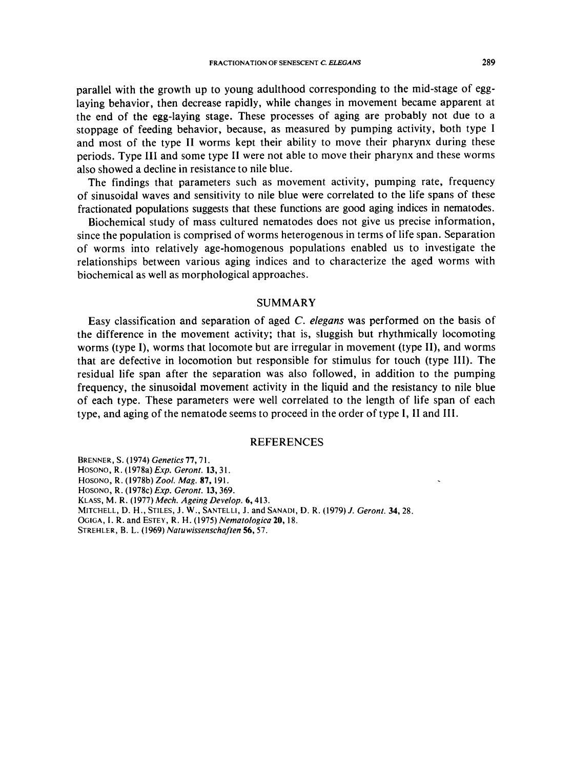parallel with the growth up to young adulthood corresponding to the mid-stage of egg-laying behavior, then decrease rapidly, while changes in movement became apparent at the end of the egg-laying stage. These processes of aging are probably not due to a stoppage of feeding behavior, because, as measured by pumping activity, both type I and most of the type II worms kept their ability to move their pharynx during these periods. Type III and some type II were not able to move their pharynx and these worms also showed a decline in resistance to nile blue.

The findings that parameters such as movement activity, pumping rate, frequency of sinusoidal waves and sensitivity to nile blue were correlated to the life spans of these fractionated populations suggests that these functions are good aging indices in nematodes.

Biochemical study of mass cultured nematodes does not give us precise information, since the population is comprised of worms heterogenous in terms of life span. Separation of worms into relatively age-homogenous populations enabled us to investigate the relationships between various aging indices and to characterize the aged worms with biochemical as well as morphological approaches.

## SUMMARY

Easy classification and separation of aged *C. elegans* was performed on the basis of the difference in the movement activity; that is, sluggish but rhythmically locomoting worms (type I), worms that locomote but are irregular in movement (type II), and worms that are defective in locomotion but responsible for stimulus for touch (type III). The residual life span after the separation was also followed, in addition to the pumping frequency, the sinusoidal movement activity in the liquid and the resistancy to nile blue of each type. These parameters were well correlated to the length of life span of each type, and aging of the nematode seems to proceed in the order of type I, II and III.

## REFERENCES

Brenner, S. (1974) *Genetics* **77**, 71.
Hosono, R. (1978a) *Exp. Geront.* **13**, 31.
Hosono, R. (1978b) *Zool. Mag.* **87**, 191.
Hosono, R. (1978c) *Exp. Geront.* **13**, 369.
Klass, M. R. (1977) *Mech. Ageing Develop.* **6**, 413.
Mitchell, D. H., Stiles, J. W., Santelli, J. and Sanadi, D. R. (1979) *J. Geront.* **34**, 28.
Ogiga, I. R. and Estey, R. H. (1975) *Nematologica* **20**, 18.
Strehler, B. L. (1969) *Natuwissenschaften* **56**, 57.